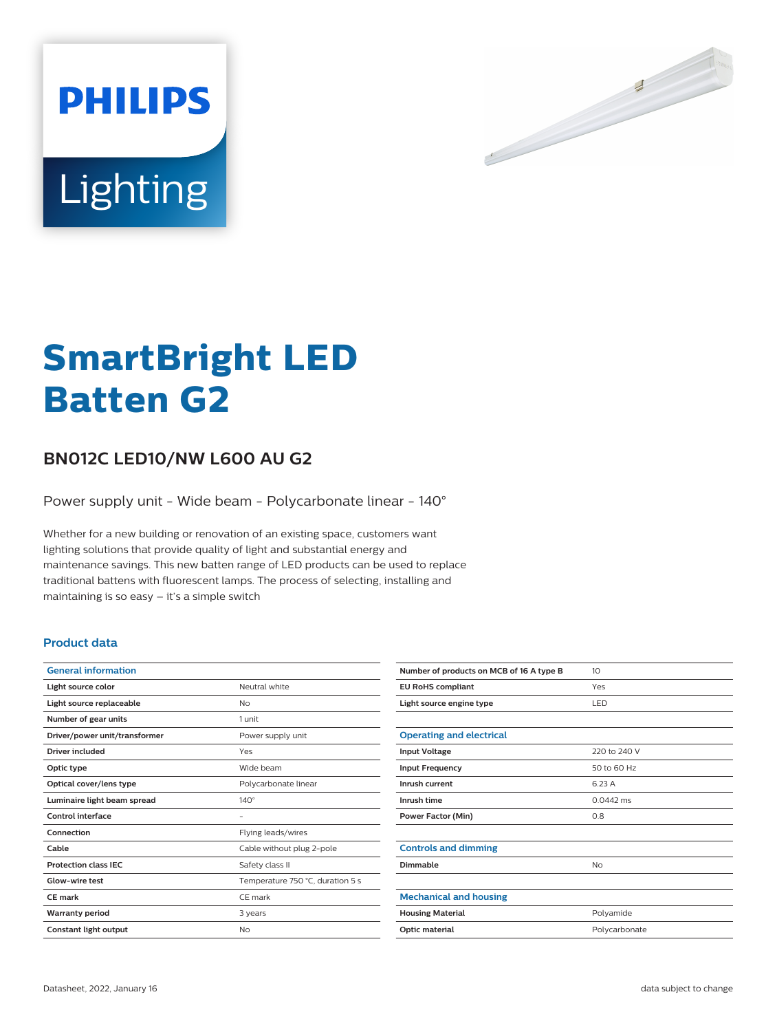PHILIPS

Lighting

# SmartBright LED Batten G2

## BN012C LED10/NW L600 AU G2

Power supply unit - Wide beam - Polycarbonate linear - 140°

Whether for a new building or renovation of an existing space, customers want lighting solutions that provide quality of light and substantial energy and maintenance savings. This new batten range of LED products can be used to replace traditional battens with fluorescent lamps. The process of selecting, installing and maintaining is so easy – it's a simple switch

### Product data

| General information | |
|---|---|
| Light source color | Neutral white |
| Light source replaceable | No |
| Number of gear units | 1 unit |
| Driver/power unit/transformer | Power supply unit |
| Driver included | Yes |
| Optic type | Wide beam |
| Optical cover/lens type | Polycarbonate linear |
| Luminaire light beam spread | 140° |
| Control interface | - |
| Connection | Flying leads/wires |
| Cable | Cable without plug 2-pole |
| Protection class IEC | Safety class II |
| Glow-wire test | Temperature 750 °C, duration 5 s |
| CE mark | CE mark |
| Warranty period | 3 years |
| Constant light output | No |
| Number of products on MCB of 16 A type B | 10 |
| EU RoHS compliant | Yes |
| Light source engine type | LED |

| Operating and electrical | |
|---|---|
| Input Voltage | 220 to 240 V |
| Input Frequency | 50 to 60 Hz |
| Inrush current | 6.23 A |
| Inrush time | 0.0442 ms |
| Power Factor (Min) | 0.8 |

| Controls and dimming | |
|---|---|
| Dimmable | No |

| Mechanical and housing | |
|---|---|
| Housing Material | Polyamide |
| Optic material | Polycarbonate |

Datasheet, 2022, January 16

data subject to change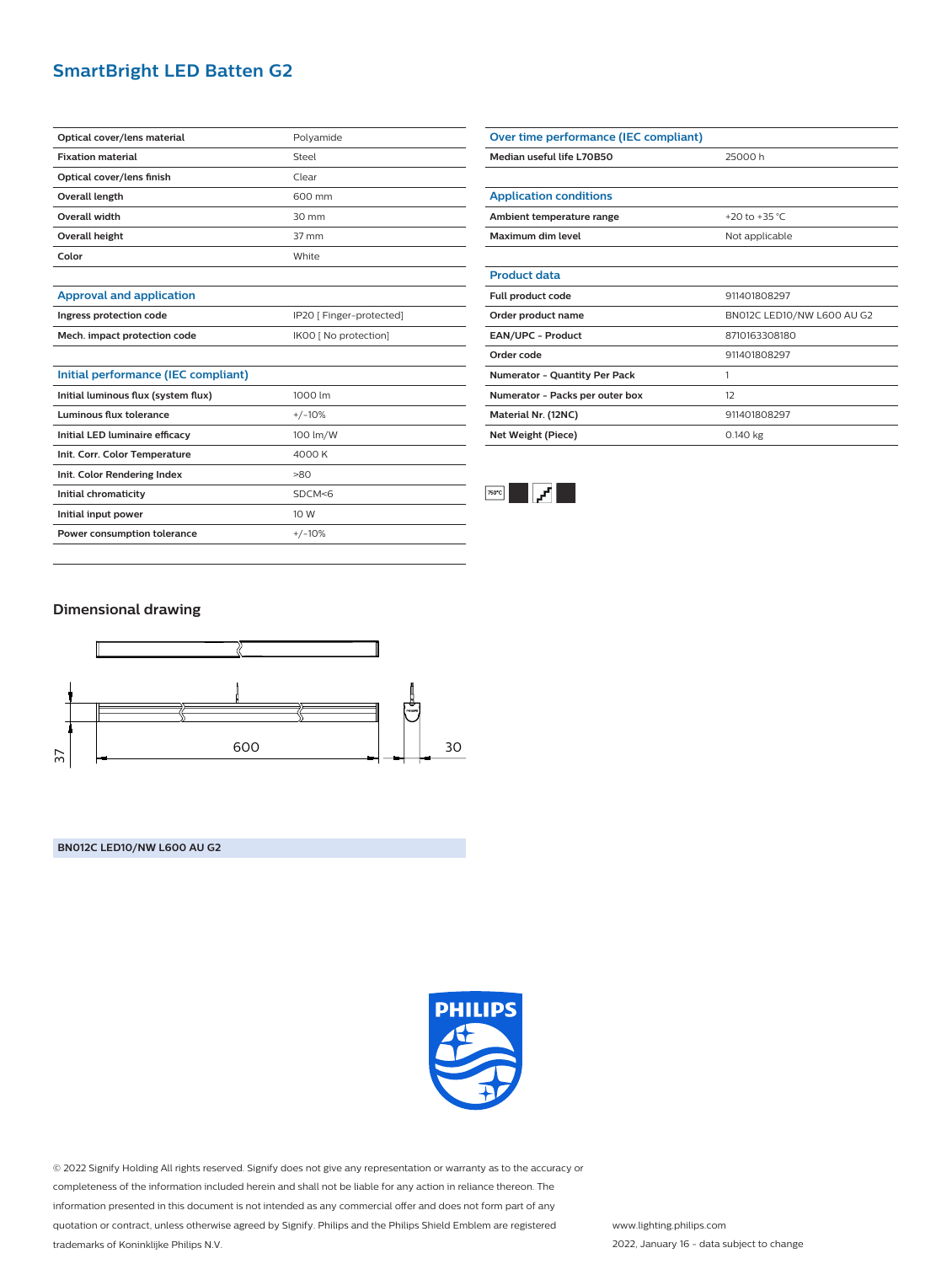# SmartBright LED Batten G2

| | |
|---|---|
| Optical cover/lens material | Polyamide |
| Fixation material | Steel |
| Optical cover/lens finish | Clear |
| Overall length | 600 mm |
| Overall width | 30 mm |
| Overall height | 37 mm |
| Color | White |

## Approval and application

| | |
|---|---|
| Ingress protection code | IP20 [ Finger-protected] |
| Mech. impact protection code | IK00 [ No protection] |

## Initial performance (IEC compliant)

| | |
|---|---|
| Initial luminous flux (system flux) | 1000 lm |
| Luminous flux tolerance | +/-10% |
| Initial LED luminaire efficacy | 100 lm/W |
| Init. Corr. Color Temperature | 4000 K |
| Init. Color Rendering Index | >80 |
| Initial chromaticity | SDCM<6 |
| Initial input power | 10 W |
| Power consumption tolerance | +/-10% |

## Over time performance (IEC compliant)

| | |
|---|---|
| Median useful life L70B50 | 25000 h |

## Application conditions

| | |
|---|---|
| Ambient temperature range | +20 to +35 °C |
| Maximum dim level | Not applicable |

## Product data

| | |
|---|---|
| Full product code | 911401808297 |
| Order product name | BN012C LED10/NW L600 AU G2 |
| EAN/UPC - Product | 8710163308180 |
| Order code | 911401808297 |
| Numerator - Quantity Per Pack | 1 |
| Numerator - Packs per outer box | 12 |
| Material Nr. (12NC) | 911401808297 |
| Net Weight (Piece) | 0.140 kg |

750°C

## Dimensional drawing

37

600

30

**BN012C LED10/NW L600 AU G2**

PHILIPS

© 2022 Signify Holding All rights reserved. Signify does not give any representation or warranty as to the accuracy or completeness of the information included herein and shall not be liable for any action in reliance thereon. The information presented in this document is not intended as any commercial offer and does not form part of any quotation or contract, unless otherwise agreed by Signify. Philips and the Philips Shield Emblem are registered trademarks of Koninklijke Philips N.V.

www.lighting.philips.com

2022, January 16 - data subject to change